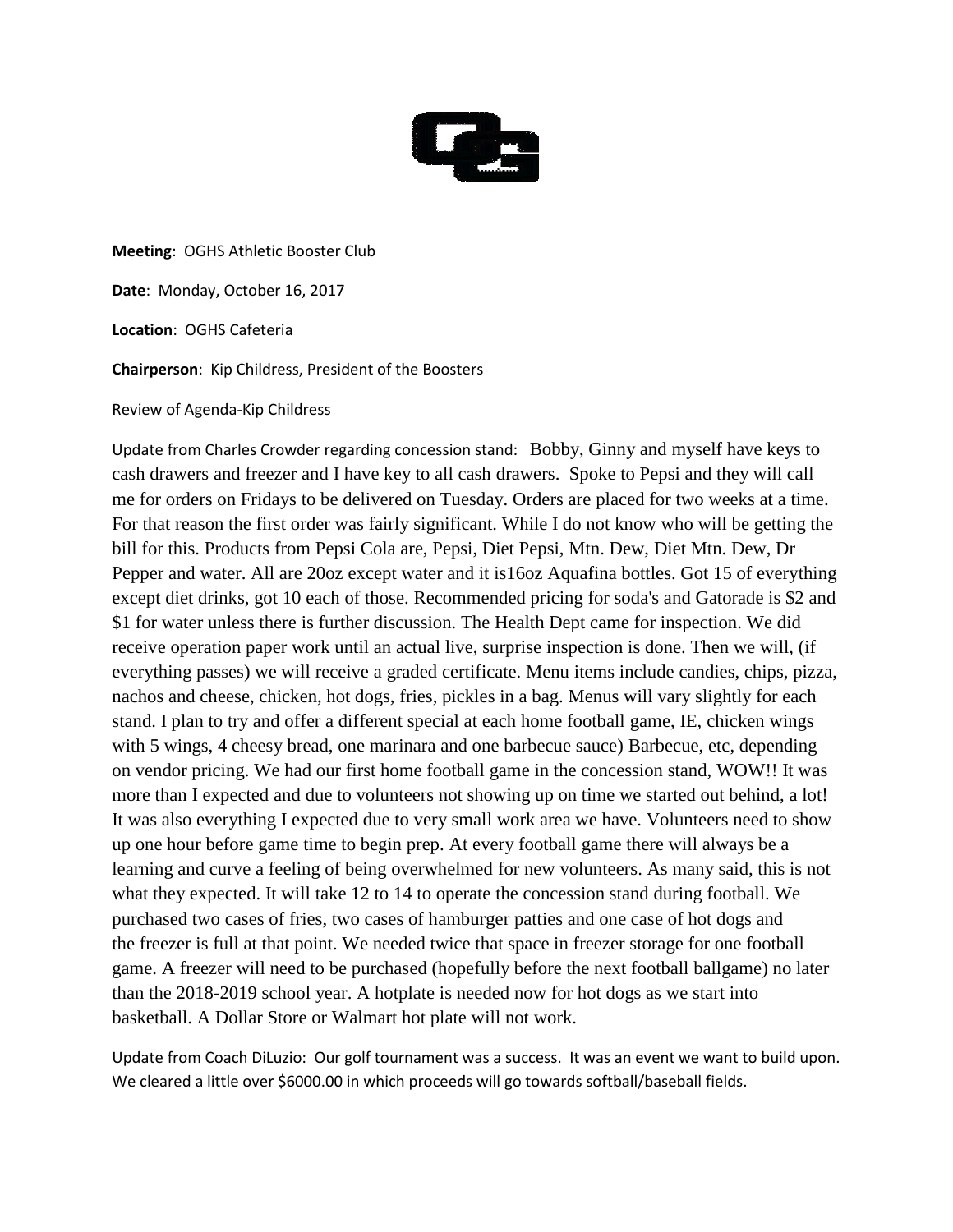**Meeting**: OGHS Athletic Booster Club

**Date**: Monday, October 16, 2017

**Location**: OGHS Cafeteria

**Chairperson**: Kip Childress, President of the Boosters

Review of Agenda-Kip Childress

Update from Charles Crowder regarding concession stand: Bobby, Ginny and myself have keys to cash drawers and freezer and I have key to all cash drawers. Spoke to Pepsi and they will call me for orders on Fridays to be delivered on Tuesday. Orders are placed for two weeks at a time. For that reason the first order was fairly significant. While I do not know who will be getting the bill for this. Products from Pepsi Cola are, Pepsi, Diet Pepsi, Mtn. Dew, Diet Mtn. Dew, Dr Pepper and water. All are 20oz except water and it is16oz Aquafina bottles. Got 15 of everything except diet drinks, got 10 each of those. Recommended pricing for soda's and Gatorade is $2 and $1 for water unless there is further discussion. The Health Dept came for inspection. We did receive operation paper work until an actual live, surprise inspection is done. Then we will, (if everything passes) we will receive a graded certificate. Menu items include candies, chips, pizza, nachos and cheese, chicken, hot dogs, fries, pickles in a bag. Menus will vary slightly for each stand. I plan to try and offer a different special at each home football game, IE, chicken wings with 5 wings, 4 cheesy bread, one marinara and one barbecue sauce) Barbecue, etc, depending on vendor pricing. We had our first home football game in the concession stand, WOW!! It was more than I expected and due to volunteers not showing up on time we started out behind, a lot! It was also everything I expected due to very small work area we have. Volunteers need to show up one hour before game time to begin prep. At every football game there will always be a learning and curve a feeling of being overwhelmed for new volunteers. As many said, this is not what they expected. It will take 12 to 14 to operate the concession stand during football. We purchased two cases of fries, two cases of hamburger patties and one case of hot dogs and the freezer is full at that point. We needed twice that space in freezer storage for one football game. A freezer will need to be purchased (hopefully before the next football ballgame) no later than the 2018-2019 school year. A hotplate is needed now for hot dogs as we start into basketball. A Dollar Store or Walmart hot plate will not work.

Update from Coach DiLuzio: Our golf tournament was a success. It was an event we want to build upon. We cleared a little over $6000.00 in which proceeds will go towards softball/baseball fields.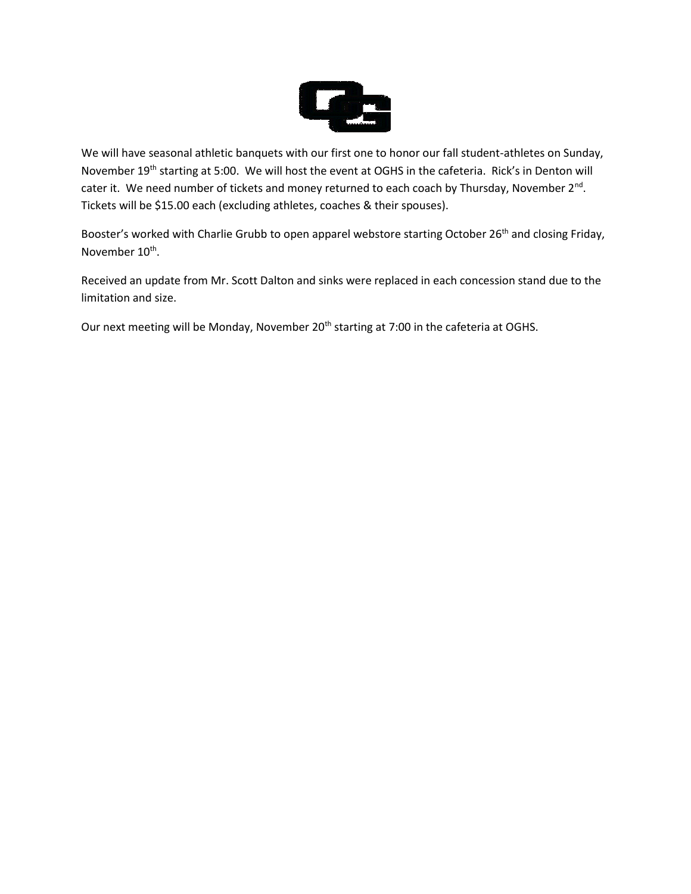We will have seasonal athletic banquets with our first one to honor our fall student-athletes on Sunday, November 19th starting at 5:00. We will host the event at OGHS in the cafeteria. Rick's in Denton will cater it. We need number of tickets and money returned to each coach by Thursday, November 2nd. Tickets will be $15.00 each (excluding athletes, coaches & their spouses).

Booster's worked with Charlie Grubb to open apparel webstore starting October 26th and closing Friday, November 10th.

Received an update from Mr. Scott Dalton and sinks were replaced in each concession stand due to the limitation and size.

Our next meeting will be Monday, November 20th starting at 7:00 in the cafeteria at OGHS.